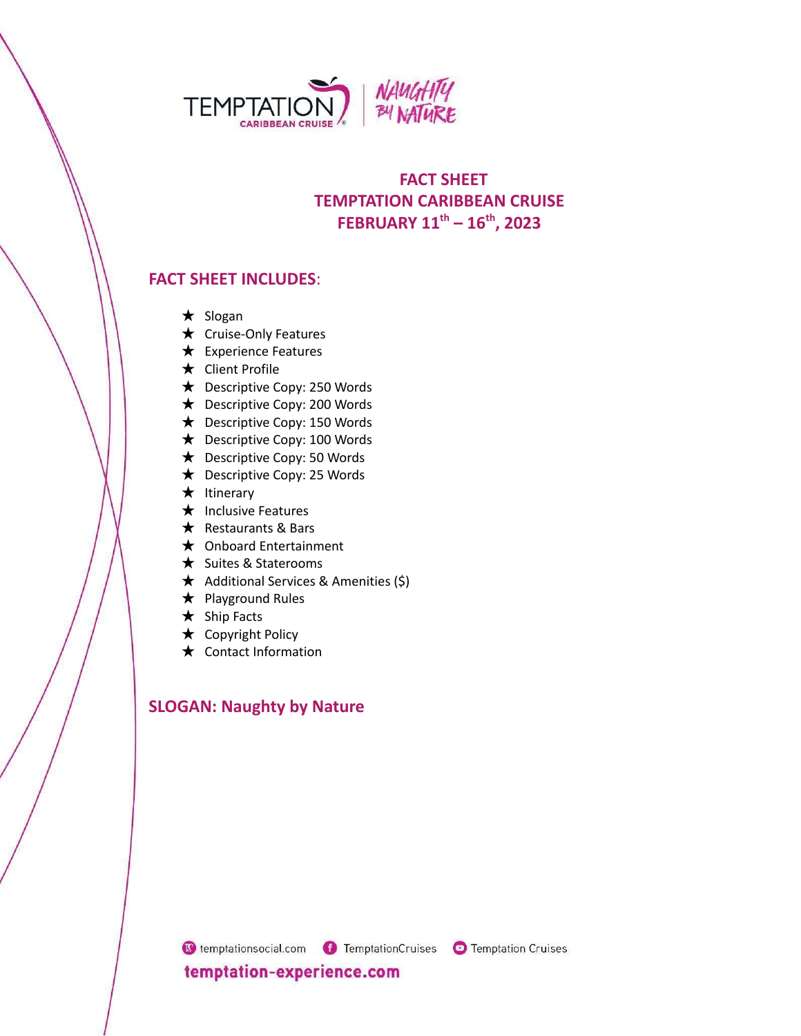# FACT SHEET
# TEMPTATION CARIBBEAN CRUISE
# FEBRUARY 11th – 16th, 2023

## FACT SHEET INCLUDES:

- ★ Slogan
- ★ Cruise-Only Features
- ★ Experience Features
- ★ Client Profile
- ★ Descriptive Copy: 250 Words
- ★ Descriptive Copy: 200 Words
- ★ Descriptive Copy: 150 Words
- ★ Descriptive Copy: 100 Words
- ★ Descriptive Copy: 50 Words
- ★ Descriptive Copy: 25 Words
- ★ Itinerary
- ★ Inclusive Features
- ★ Restaurants & Bars
- ★ Onboard Entertainment
- ★ Suites & Staterooms
- ★ Additional Services & Amenities ($)
- ★ Playground Rules
- ★ Ship Facts
- ★ Copyright Policy
- ★ Contact Information

## SLOGAN: Naughty by Nature

temptationsocial.com TemptationCruises Temptation Cruises

temptation-experience.com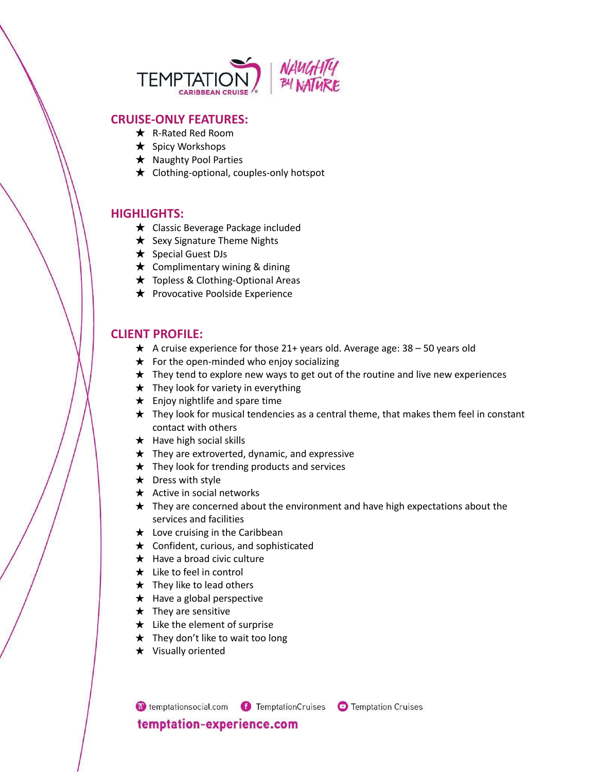TEMPTATION CARIBBEAN CRUISE | NAUGHTY BY NATURE

## CRUISE-ONLY FEATURES:

- ★ R-Rated Red Room
- ★ Spicy Workshops
- ★ Naughty Pool Parties
- ★ Clothing-optional, couples-only hotspot

## HIGHLIGHTS:

- ★ Classic Beverage Package included
- ★ Sexy Signature Theme Nights
- ★ Special Guest DJs
- ★ Complimentary wining & dining
- ★ Topless & Clothing-Optional Areas
- ★ Provocative Poolside Experience

## CLIENT PROFILE:

- ★ A cruise experience for those 21+ years old. Average age: 38 – 50 years old
- ★ For the open-minded who enjoy socializing
- ★ They tend to explore new ways to get out of the routine and live new experiences
- ★ They look for variety in everything
- ★ Enjoy nightlife and spare time
- ★ They look for musical tendencies as a central theme, that makes them feel in constant contact with others
- ★ Have high social skills
- ★ They are extroverted, dynamic, and expressive
- ★ They look for trending products and services
- ★ Dress with style
- ★ Active in social networks
- ★ They are concerned about the environment and have high expectations about the services and facilities
- ★ Love cruising in the Caribbean
- ★ Confident, curious, and sophisticated
- ★ Have a broad civic culture
- ★ Like to feel in control
- ★ They like to lead others
- ★ Have a global perspective
- ★ They are sensitive
- ★ Like the element of surprise
- ★ They don't like to wait too long
- ★ Visually oriented

temptationsocial.com | TemptationCruises | Temptation Cruises

**temptation-experience.com**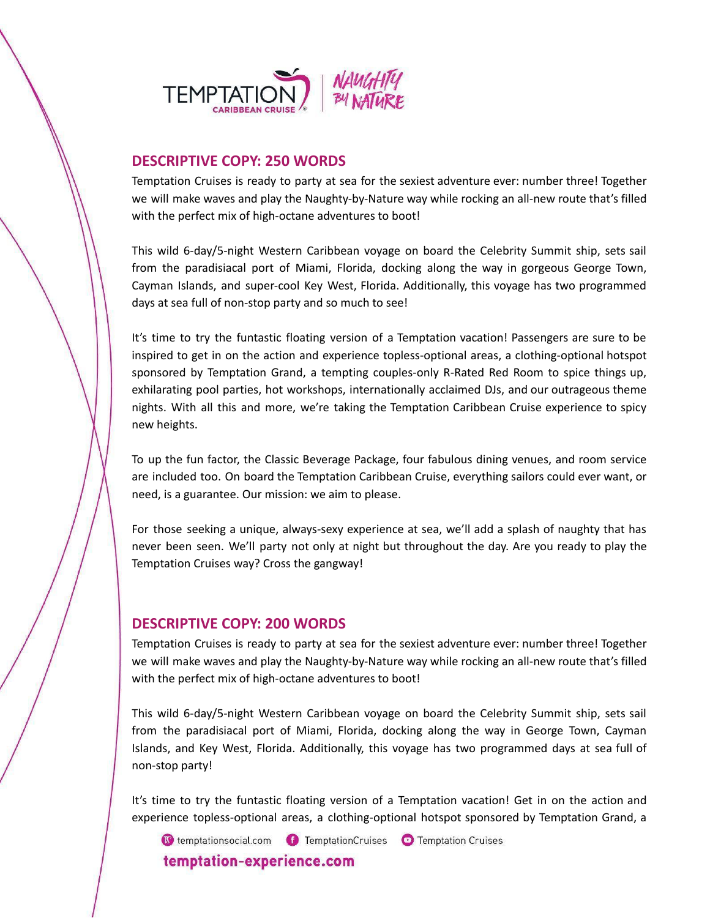## DESCRIPTIVE COPY: 250 WORDS

Temptation Cruises is ready to party at sea for the sexiest adventure ever: number three! Together we will make waves and play the Naughty-by-Nature way while rocking an all-new route that's filled with the perfect mix of high-octane adventures to boot!

This wild 6-day/5-night Western Caribbean voyage on board the Celebrity Summit ship, sets sail from the paradisiacal port of Miami, Florida, docking along the way in gorgeous George Town, Cayman Islands, and super-cool Key West, Florida. Additionally, this voyage has two programmed days at sea full of non-stop party and so much to see!

It's time to try the funtastic floating version of a Temptation vacation! Passengers are sure to be inspired to get in on the action and experience topless-optional areas, a clothing-optional hotspot sponsored by Temptation Grand, a tempting couples-only R-Rated Red Room to spice things up, exhilarating pool parties, hot workshops, internationally acclaimed DJs, and our outrageous theme nights. With all this and more, we're taking the Temptation Caribbean Cruise experience to spicy new heights.

To up the fun factor, the Classic Beverage Package, four fabulous dining venues, and room service are included too. On board the Temptation Caribbean Cruise, everything sailors could ever want, or need, is a guarantee. Our mission: we aim to please.

For those seeking a unique, always-sexy experience at sea, we'll add a splash of naughty that has never been seen. We'll party not only at night but throughout the day. Are you ready to play the Temptation Cruises way? Cross the gangway!

## DESCRIPTIVE COPY: 200 WORDS

Temptation Cruises is ready to party at sea for the sexiest adventure ever: number three! Together we will make waves and play the Naughty-by-Nature way while rocking an all-new route that's filled with the perfect mix of high-octane adventures to boot!

This wild 6-day/5-night Western Caribbean voyage on board the Celebrity Summit ship, sets sail from the paradisiacal port of Miami, Florida, docking along the way in George Town, Cayman Islands, and Key West, Florida. Additionally, this voyage has two programmed days at sea full of non-stop party!

It's time to try the funtastic floating version of a Temptation vacation! Get in on the action and experience topless-optional areas, a clothing-optional hotspot sponsored by Temptation Grand, a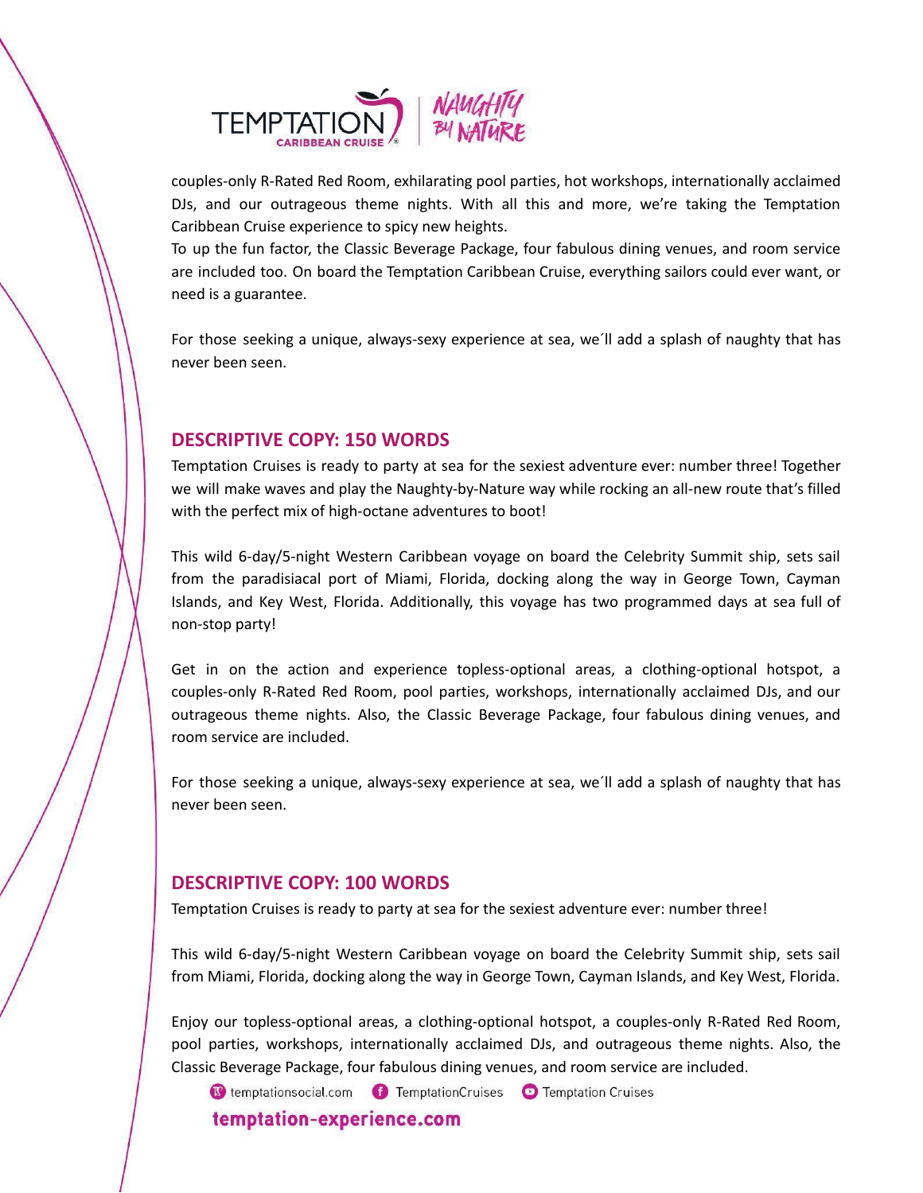couples-only R-Rated Red Room, exhilarating pool parties, hot workshops, internationally acclaimed DJs, and our outrageous theme nights. With all this and more, we're taking the Temptation Caribbean Cruise experience to spicy new heights.
To up the fun factor, the Classic Beverage Package, four fabulous dining venues, and room service are included too. On board the Temptation Caribbean Cruise, everything sailors could ever want, or need is a guarantee.

For those seeking a unique, always-sexy experience at sea, we´ll add a splash of naughty that has never been seen.

## DESCRIPTIVE COPY: 150 WORDS

Temptation Cruises is ready to party at sea for the sexiest adventure ever: number three! Together we will make waves and play the Naughty-by-Nature way while rocking an all-new route that's filled with the perfect mix of high-octane adventures to boot!

This wild 6-day/5-night Western Caribbean voyage on board the Celebrity Summit ship, sets sail from the paradisiacal port of Miami, Florida, docking along the way in George Town, Cayman Islands, and Key West, Florida. Additionally, this voyage has two programmed days at sea full of non-stop party!

Get in on the action and experience topless-optional areas, a clothing-optional hotspot, a couples-only R-Rated Red Room, pool parties, workshops, internationally acclaimed DJs, and our outrageous theme nights. Also, the Classic Beverage Package, four fabulous dining venues, and room service are included.

For those seeking a unique, always-sexy experience at sea, we´ll add a splash of naughty that has never been seen.

## DESCRIPTIVE COPY: 100 WORDS

Temptation Cruises is ready to party at sea for the sexiest adventure ever: number three!

This wild 6-day/5-night Western Caribbean voyage on board the Celebrity Summit ship, sets sail from Miami, Florida, docking along the way in George Town, Cayman Islands, and Key West, Florida.

Enjoy our topless-optional areas, a clothing-optional hotspot, a couples-only R-Rated Red Room, pool parties, workshops, internationally acclaimed DJs, and outrageous theme nights. Also, the Classic Beverage Package, four fabulous dining venues, and room service are included.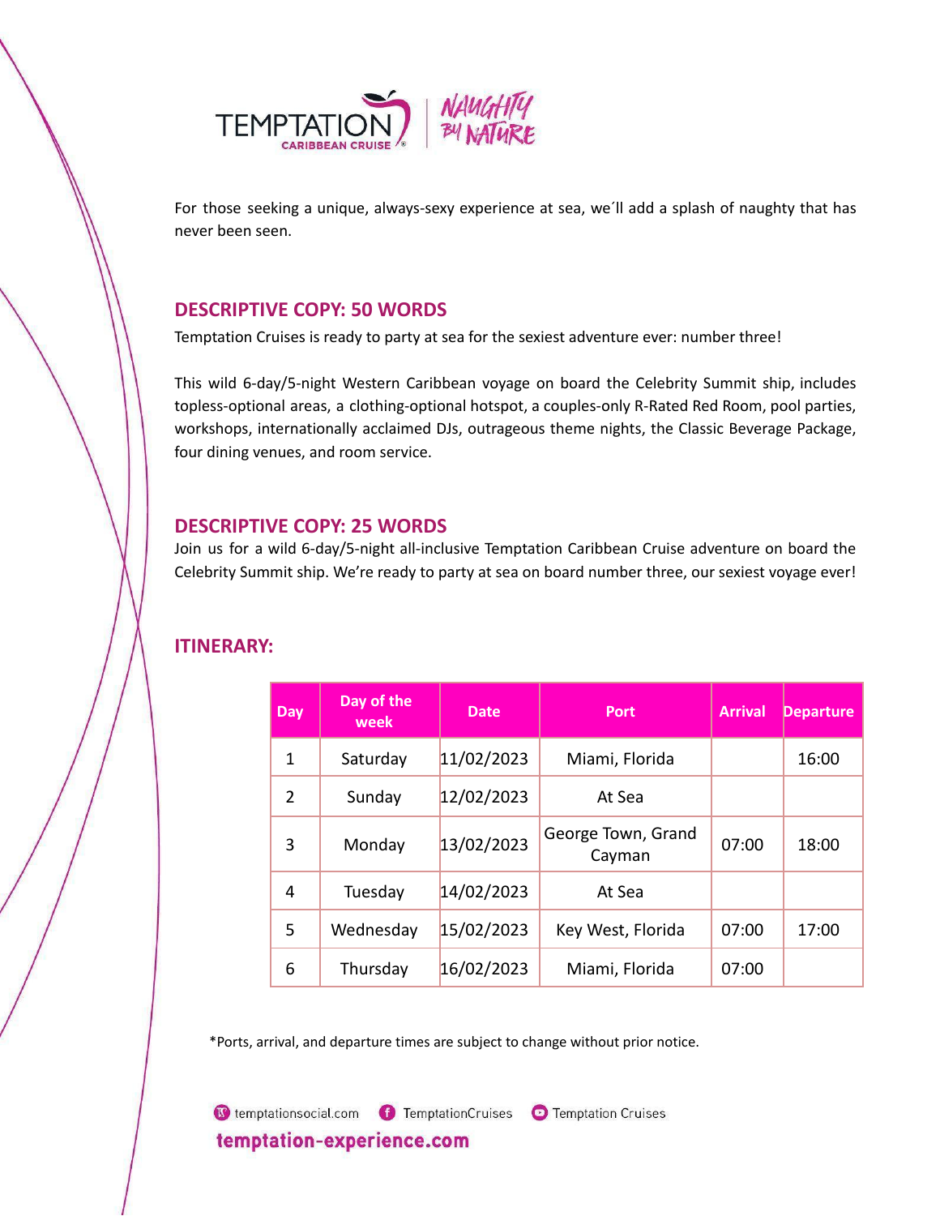TEMPTATION CARIBBEAN CRUISE | NAUGHTY BY NATURE

For those seeking a unique, always-sexy experience at sea, we´ll add a splash of naughty that has never been seen.

## DESCRIPTIVE COPY: 50 WORDS

Temptation Cruises is ready to party at sea for the sexiest adventure ever: number three!

This wild 6-day/5-night Western Caribbean voyage on board the Celebrity Summit ship, includes topless-optional areas, a clothing-optional hotspot, a couples-only R-Rated Red Room, pool parties, workshops, internationally acclaimed DJs, outrageous theme nights, the Classic Beverage Package, four dining venues, and room service.

## DESCRIPTIVE COPY: 25 WORDS

Join us for a wild 6-day/5-night all-inclusive Temptation Caribbean Cruise adventure on board the Celebrity Summit ship. We're ready to party at sea on board number three, our sexiest voyage ever!

## ITINERARY:

| Day | Day of the week | Date | Port | Arrival | Departure |
|---|---|---|---|---|---|
| 1 | Saturday | 11/02/2023 | Miami, Florida | | 16:00 |
| 2 | Sunday | 12/02/2023 | At Sea | | |
| 3 | Monday | 13/02/2023 | George Town, Grand Cayman | 07:00 | 18:00 |
| 4 | Tuesday | 14/02/2023 | At Sea | | |
| 5 | Wednesday | 15/02/2023 | Key West, Florida | 07:00 | 17:00 |
| 6 | Thursday | 16/02/2023 | Miami, Florida | 07:00 | |

*Ports, arrival, and departure times are subject to change without prior notice.

temptationsocial.com | TemptationCruises | Temptation Cruises

temptation-experience.com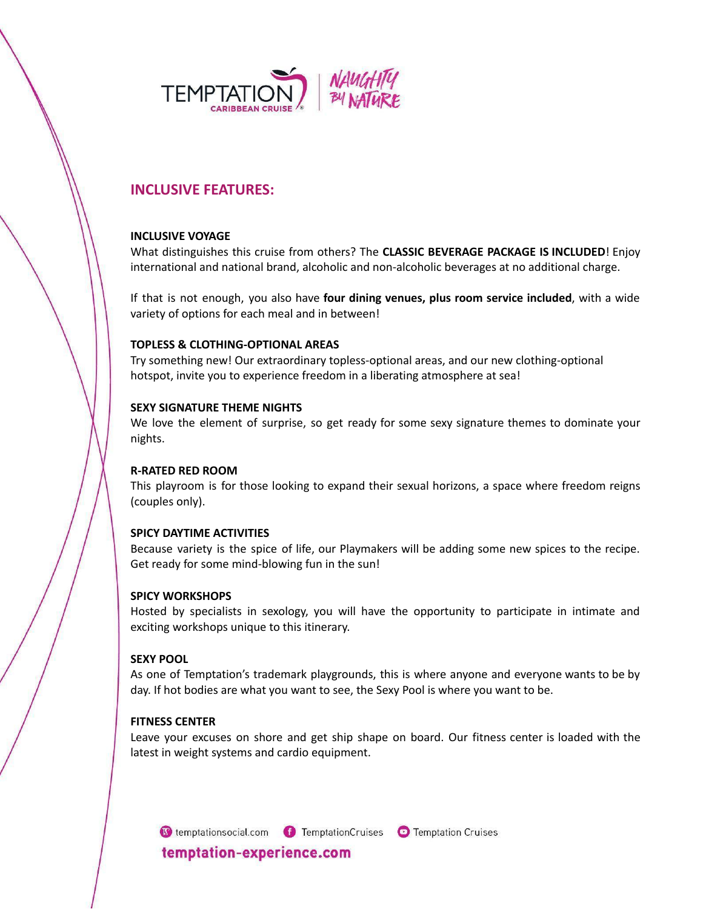## INCLUSIVE FEATURES:

### INCLUSIVE VOYAGE

What distinguishes this cruise from others? The **CLASSIC BEVERAGE PACKAGE IS INCLUDED**! Enjoy international and national brand, alcoholic and non-alcoholic beverages at no additional charge.

If that is not enough, you also have **four dining venues, plus room service included**, with a wide variety of options for each meal and in between!

### TOPLESS & CLOTHING-OPTIONAL AREAS

Try something new! Our extraordinary topless-optional areas, and our new clothing-optional hotspot, invite you to experience freedom in a liberating atmosphere at sea!

### SEXY SIGNATURE THEME NIGHTS

We love the element of surprise, so get ready for some sexy signature themes to dominate your nights.

### R-RATED RED ROOM

This playroom is for those looking to expand their sexual horizons, a space where freedom reigns (couples only).

### SPICY DAYTIME ACTIVITIES

Because variety is the spice of life, our Playmakers will be adding some new spices to the recipe. Get ready for some mind-blowing fun in the sun!

### SPICY WORKSHOPS

Hosted by specialists in sexology, you will have the opportunity to participate in intimate and exciting workshops unique to this itinerary.

### SEXY POOL

As one of Temptation's trademark playgrounds, this is where anyone and everyone wants to be by day. If hot bodies are what you want to see, the Sexy Pool is where you want to be.

### FITNESS CENTER

Leave your excuses on shore and get ship shape on board. Our fitness center is loaded with the latest in weight systems and cardio equipment.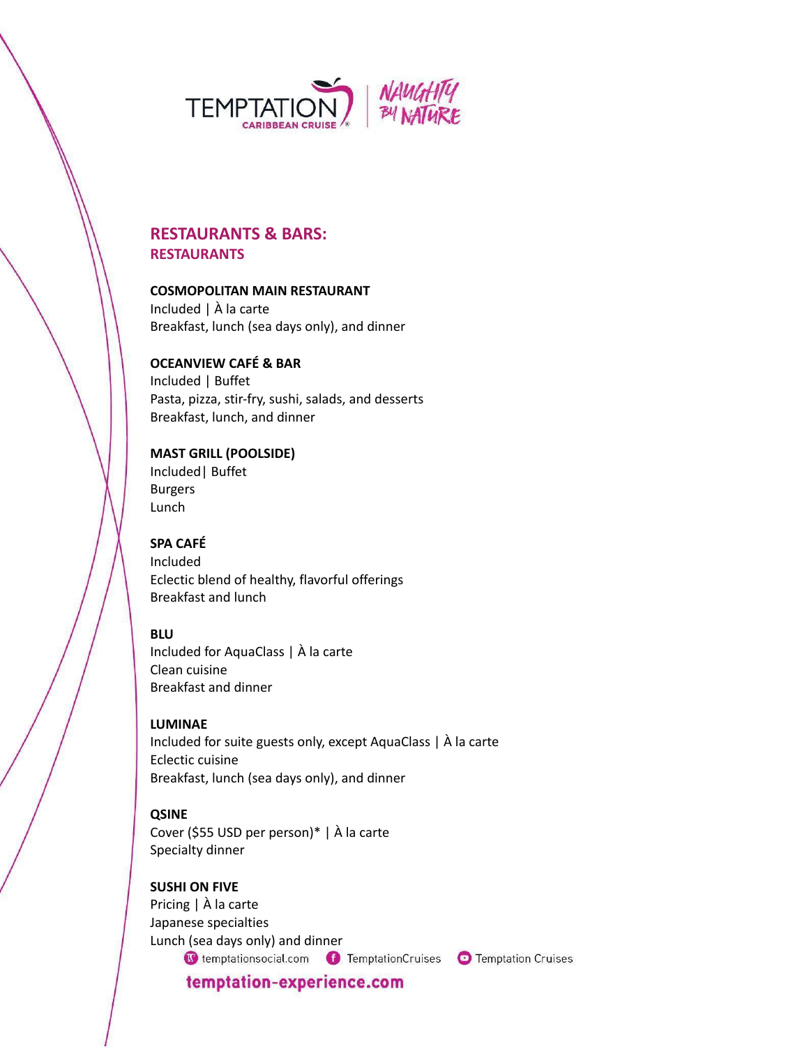## RESTAURANTS & BARS:

### RESTAURANTS

**COSMOPOLITAN MAIN RESTAURANT**
Included | À la carte
Breakfast, lunch (sea days only), and dinner

**OCEANVIEW CAFÉ & BAR**
Included | Buffet
Pasta, pizza, stir-fry, sushi, salads, and desserts
Breakfast, lunch, and dinner

**MAST GRILL (POOLSIDE)**
Included| Buffet
Burgers
Lunch

**SPA CAFÉ**
Included
Eclectic blend of healthy, flavorful offerings
Breakfast and lunch

**BLU**
Included for AquaClass | À la carte
Clean cuisine
Breakfast and dinner

**LUMINAE**
Included for suite guests only, except AquaClass | À la carte
Eclectic cuisine
Breakfast, lunch (sea days only), and dinner

**QSINE**
Cover ($55 USD per person)* | À la carte
Specialty dinner

**SUSHI ON FIVE**
Pricing | À la carte
Japanese specialties
Lunch (sea days only) and dinner

temptationsocial.com TemptationCruises Temptation Cruises

**temptation-experience.com**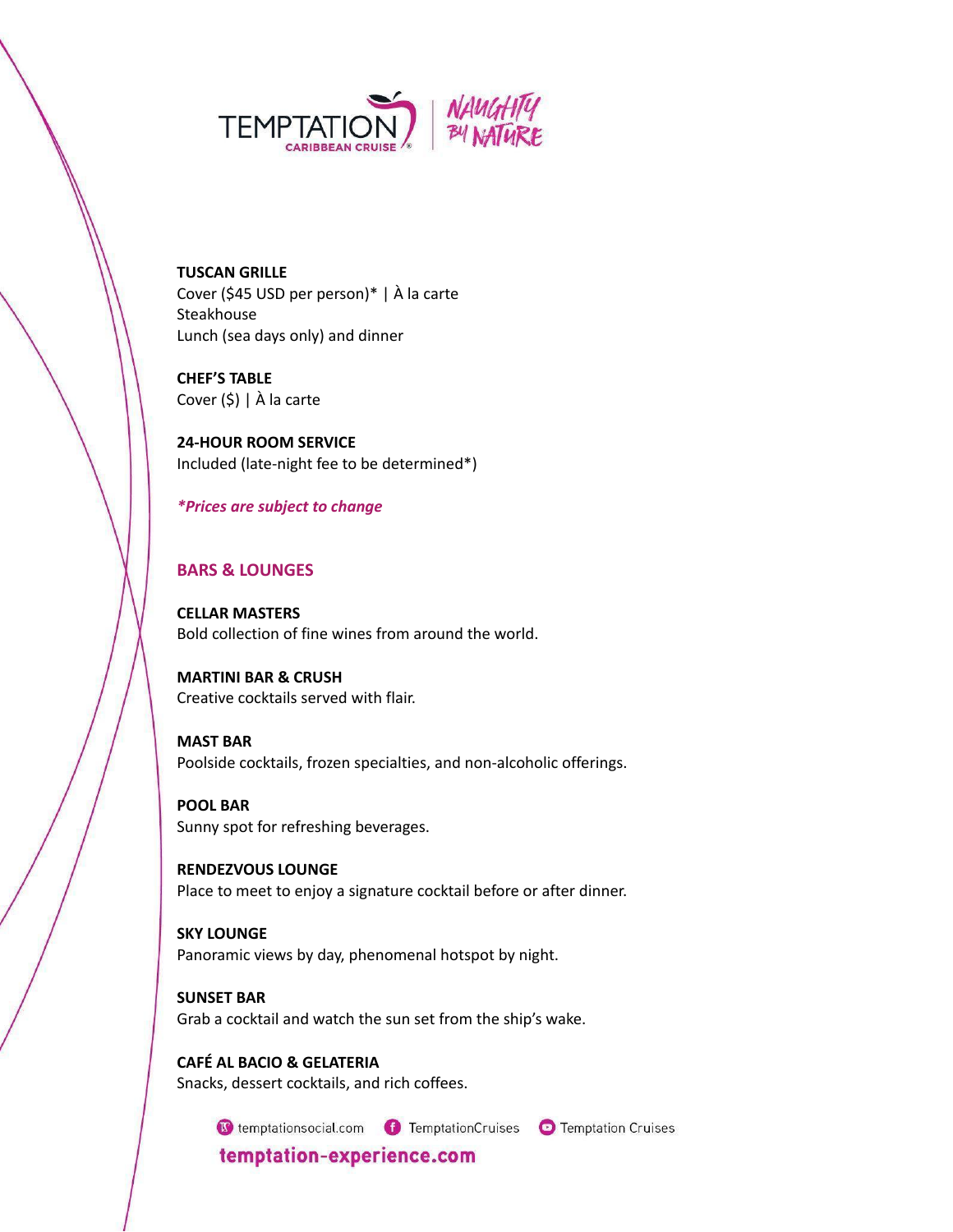**TUSCAN GRILLE**
Cover ($45 USD per person)* | À la carte
Steakhouse
Lunch (sea days only) and dinner

**CHEF'S TABLE**
Cover ($) | À la carte

**24-HOUR ROOM SERVICE**
Included (late-night fee to be determined*)

***Prices are subject to change***

## BARS & LOUNGES

**CELLAR MASTERS**
Bold collection of fine wines from around the world.

**MARTINI BAR & CRUSH**
Creative cocktails served with flair.

**MAST BAR**
Poolside cocktails, frozen specialties, and non-alcoholic offerings.

**POOL BAR**
Sunny spot for refreshing beverages.

**RENDEZVOUS LOUNGE**
Place to meet to enjoy a signature cocktail before or after dinner.

**SKY LOUNGE**
Panoramic views by day, phenomenal hotspot by night.

**SUNSET BAR**
Grab a cocktail and watch the sun set from the ship's wake.

**CAFÉ AL BACIO & GELATERIA**
Snacks, dessert cocktails, and rich coffees.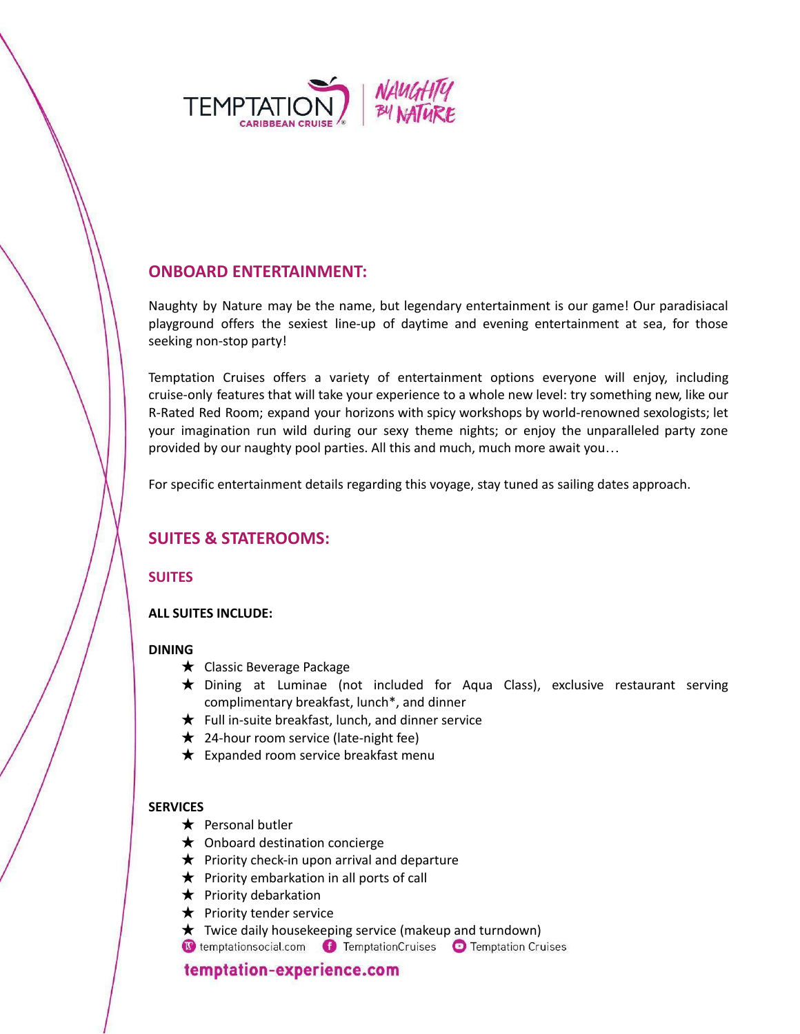## ONBOARD ENTERTAINMENT:

Naughty by Nature may be the name, but legendary entertainment is our game! Our paradisiacal playground offers the sexiest line-up of daytime and evening entertainment at sea, for those seeking non-stop party!

Temptation Cruises offers a variety of entertainment options everyone will enjoy, including cruise-only features that will take your experience to a whole new level: try something new, like our R-Rated Red Room; expand your horizons with spicy workshops by world-renowned sexologists; let your imagination run wild during our sexy theme nights; or enjoy the unparalleled party zone provided by our naughty pool parties. All this and much, much more await you…

For specific entertainment details regarding this voyage, stay tuned as sailing dates approach.

## SUITES & STATEROOMS:

### SUITES

**ALL SUITES INCLUDE:**

**DINING**

- ★ Classic Beverage Package
- ★ Dining at Luminae (not included for Aqua Class), exclusive restaurant serving complimentary breakfast, lunch*, and dinner
- ★ Full in-suite breakfast, lunch, and dinner service
- ★ 24-hour room service (late-night fee)
- ★ Expanded room service breakfast menu

**SERVICES**

- ★ Personal butler
- ★ Onboard destination concierge
- ★ Priority check-in upon arrival and departure
- ★ Priority embarkation in all ports of call
- ★ Priority debarkation
- ★ Priority tender service
- ★ Twice daily housekeeping service (makeup and turndown)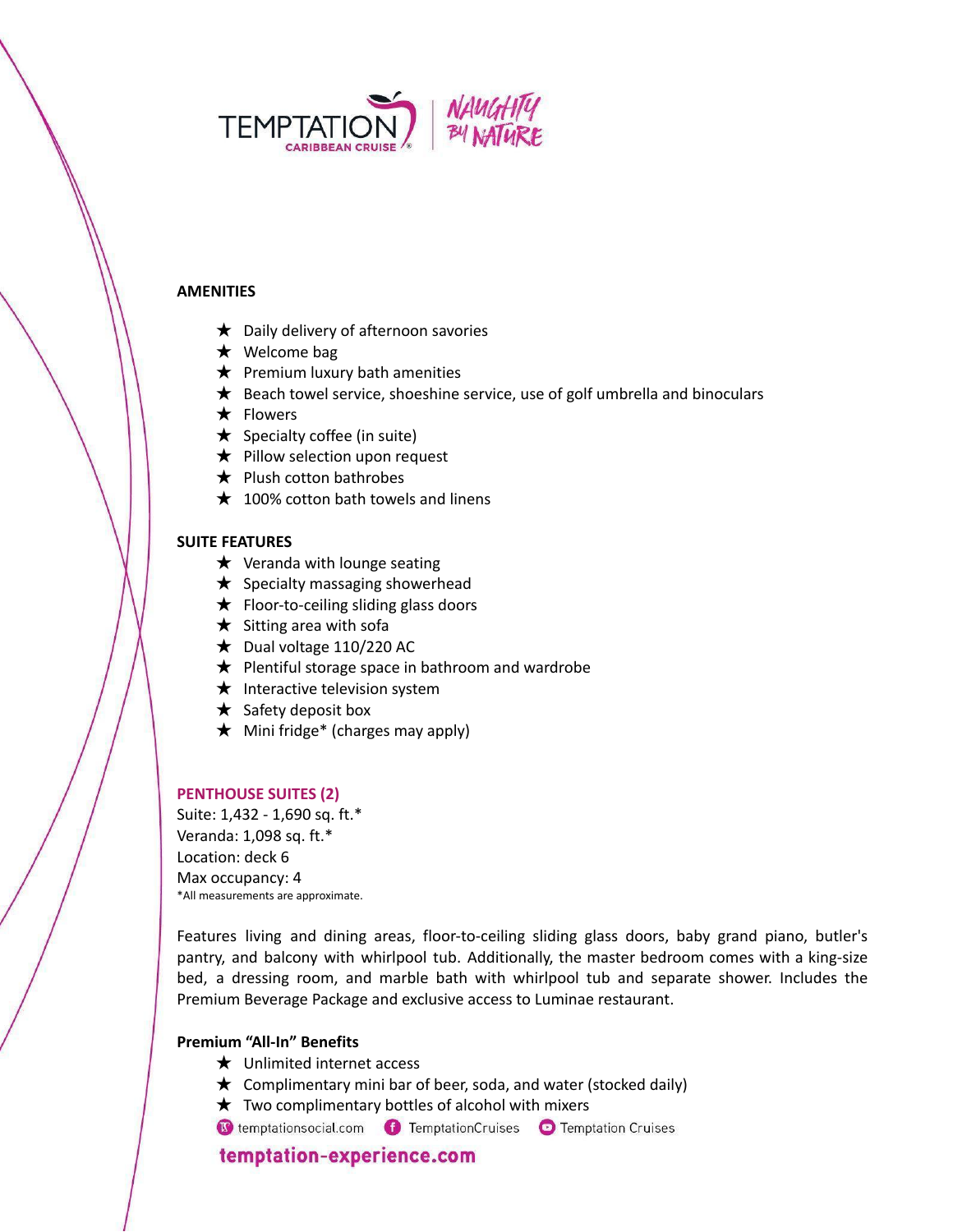## AMENIITIES

- ★ Daily delivery of afternoon savories
- ★ Welcome bag
- ★ Premium luxury bath amenities
- ★ Beach towel service, shoeshine service, use of golf umbrella and binoculars
- ★ Flowers
- ★ Specialty coffee (in suite)
- ★ Pillow selection upon request
- ★ Plush cotton bathrobes
- ★ 100% cotton bath towels and linens

## SUITE FEATURES

- ★ Veranda with lounge seating
- ★ Specialty massaging showerhead
- ★ Floor-to-ceiling sliding glass doors
- ★ Sitting area with sofa
- ★ Dual voltage 110/220 AC
- ★ Plentiful storage space in bathroom and wardrobe
- ★ Interactive television system
- ★ Safety deposit box
- ★ Mini fridge* (charges may apply)

## PENTHOUSE SUITES (2)

Suite: 1,432 - 1,690 sq. ft.*
Veranda: 1,098 sq. ft.*
Location: deck 6
Max occupancy: 4
*All measurements are approximate.

Features living and dining areas, floor-to-ceiling sliding glass doors, baby grand piano, butler's pantry, and balcony with whirlpool tub. Additionally, the master bedroom comes with a king-size bed, a dressing room, and marble bath with whirlpool tub and separate shower. Includes the Premium Beverage Package and exclusive access to Luminae restaurant.

### Premium "All-In" Benefits

- ★ Unlimited internet access
- ★ Complimentary mini bar of beer, soda, and water (stocked daily)
- ★ Two complimentary bottles of alcohol with mixers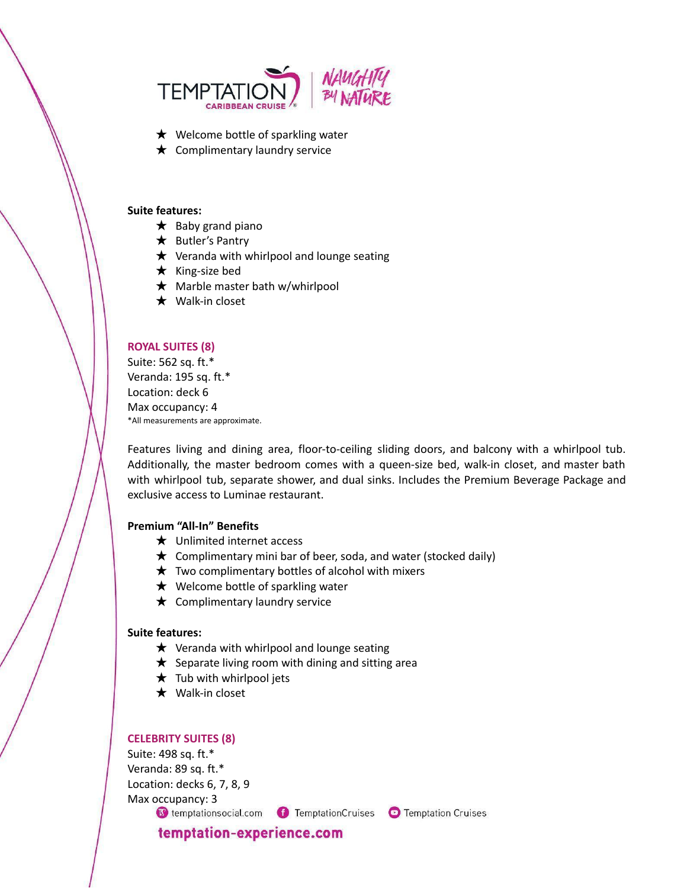- ★ Welcome bottle of sparkling water
- ★ Complimentary laundry service

**Suite features:**

- ★ Baby grand piano
- ★ Butler's Pantry
- ★ Veranda with whirlpool and lounge seating
- ★ King-size bed
- ★ Marble master bath w/whirlpool
- ★ Walk-in closet

### ROYAL SUITES (8)

Suite: 562 sq. ft.*
Veranda: 195 sq. ft.*
Location: deck 6
Max occupancy: 4
*All measurements are approximate.

Features living and dining area, floor-to-ceiling sliding doors, and balcony with a whirlpool tub. Additionally, the master bedroom comes with a queen-size bed, walk-in closet, and master bath with whirlpool tub, separate shower, and dual sinks. Includes the Premium Beverage Package and exclusive access to Luminae restaurant.

**Premium "All-In" Benefits**

- ★ Unlimited internet access
- ★ Complimentary mini bar of beer, soda, and water (stocked daily)
- ★ Two complimentary bottles of alcohol with mixers
- ★ Welcome bottle of sparkling water
- ★ Complimentary laundry service

**Suite features:**

- ★ Veranda with whirlpool and lounge seating
- ★ Separate living room with dining and sitting area
- ★ Tub with whirlpool jets
- ★ Walk-in closet

### CELEBRITY SUITES (8)

Suite: 498 sq. ft.*
Veranda: 89 sq. ft.*
Location: decks 6, 7, 8, 9
Max occupancy: 3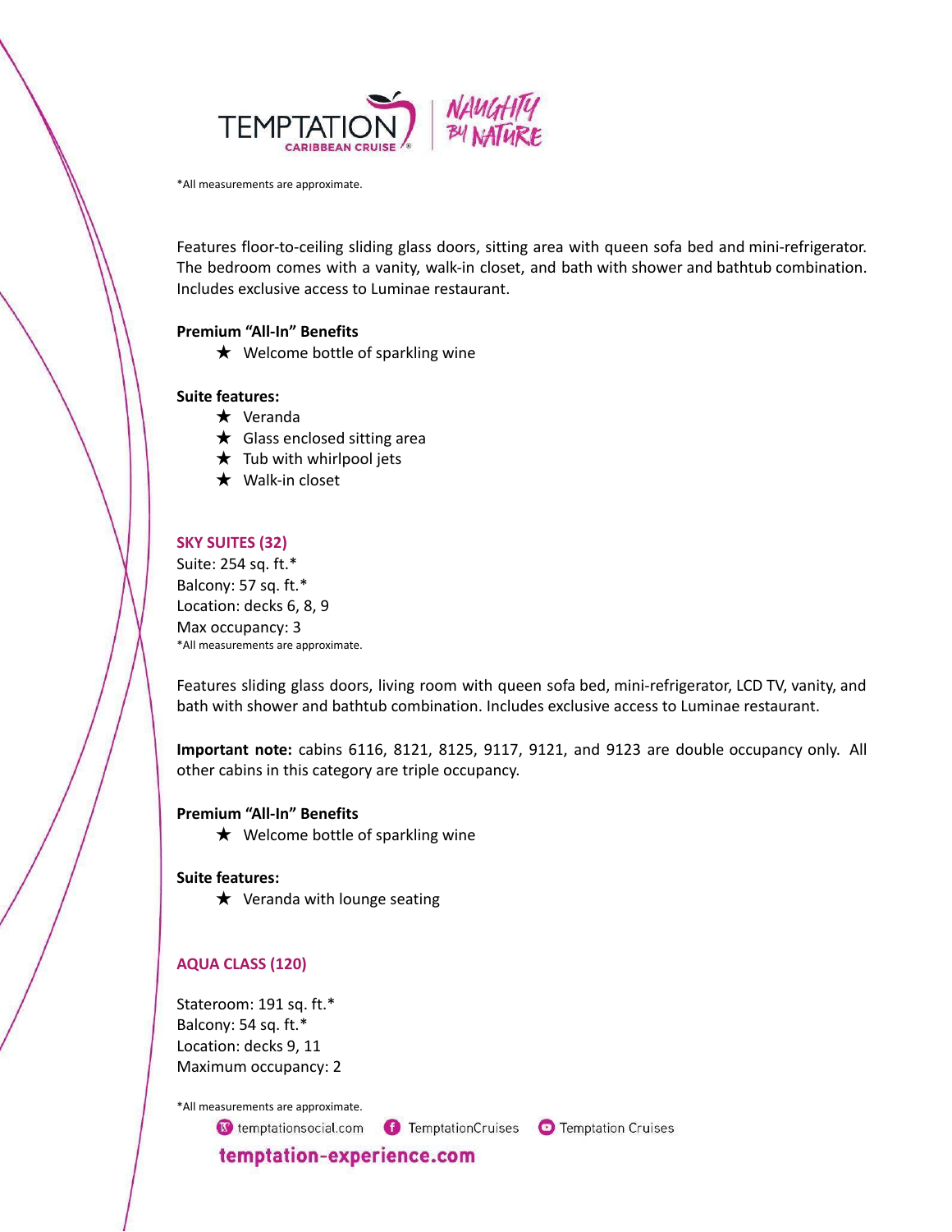*All measurements are approximate.

Features floor-to-ceiling sliding glass doors, sitting area with queen sofa bed and mini-refrigerator. The bedroom comes with a vanity, walk-in closet, and bath with shower and bathtub combination. Includes exclusive access to Luminae restaurant.

**Premium "All-In" Benefits**

- ★ Welcome bottle of sparkling wine

**Suite features:**

- ★ Veranda
- ★ Glass enclosed sitting area
- ★ Tub with whirlpool jets
- ★ Walk-in closet

## SKY SUITES (32)

Suite: 254 sq. ft.*
Balcony: 57 sq. ft.*
Location: decks 6, 8, 9
Max occupancy: 3
*All measurements are approximate.

Features sliding glass doors, living room with queen sofa bed, mini-refrigerator, LCD TV, vanity, and bath with shower and bathtub combination. Includes exclusive access to Luminae restaurant.

**Important note:** cabins 6116, 8121, 8125, 9117, 9121, and 9123 are double occupancy only. All other cabins in this category are triple occupancy.

**Premium "All-In" Benefits**

- ★ Welcome bottle of sparkling wine

**Suite features:**

- ★ Veranda with lounge seating

## AQUA CLASS (120)

Stateroom: 191 sq. ft.*
Balcony: 54 sq. ft.*
Location: decks 9, 11
Maximum occupancy: 2

*All measurements are approximate.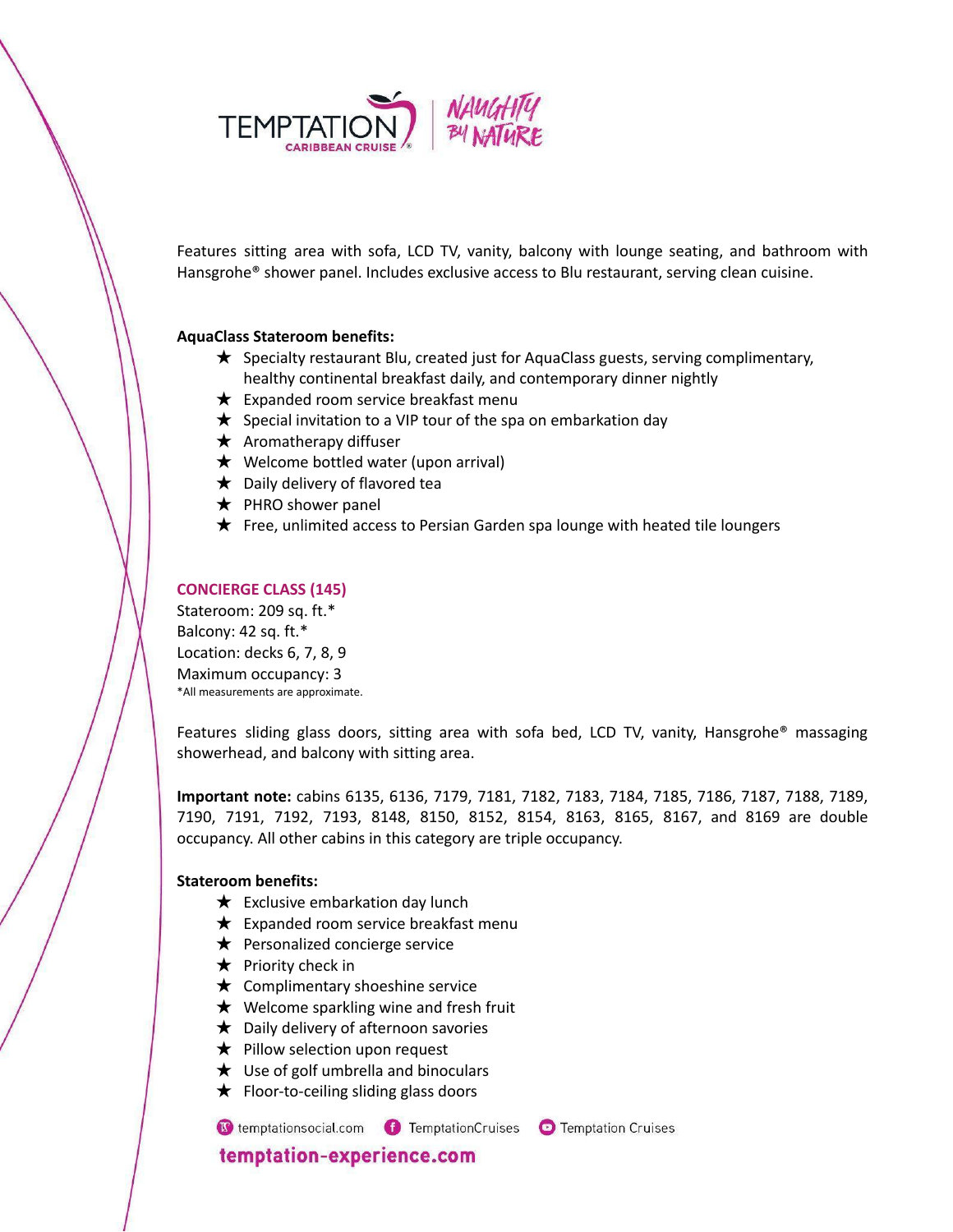Features sitting area with sofa, LCD TV, vanity, balcony with lounge seating, and bathroom with Hansgrohe® shower panel. Includes exclusive access to Blu restaurant, serving clean cuisine.

**AquaClass Stateroom benefits:**

- ★ Specialty restaurant Blu, created just for AquaClass guests, serving complimentary, healthy continental breakfast daily, and contemporary dinner nightly
- ★ Expanded room service breakfast menu
- ★ Special invitation to a VIP tour of the spa on embarkation day
- ★ Aromatherapy diffuser
- ★ Welcome bottled water (upon arrival)
- ★ Daily delivery of flavored tea
- ★ PHRO shower panel
- ★ Free, unlimited access to Persian Garden spa lounge with heated tile loungers

## CONCIERGE CLASS (145)

Stateroom: 209 sq. ft.*
Balcony: 42 sq. ft.*
Location: decks 6, 7, 8, 9
Maximum occupancy: 3
*All measurements are approximate.

Features sliding glass doors, sitting area with sofa bed, LCD TV, vanity, Hansgrohe® massaging showerhead, and balcony with sitting area.

**Important note:** cabins 6135, 6136, 7179, 7181, 7182, 7183, 7184, 7185, 7186, 7187, 7188, 7189, 7190, 7191, 7192, 7193, 8148, 8150, 8152, 8154, 8163, 8165, 8167, and 8169 are double occupancy. All other cabins in this category are triple occupancy.

**Stateroom benefits:**

- ★ Exclusive embarkation day lunch
- ★ Expanded room service breakfast menu
- ★ Personalized concierge service
- ★ Priority check in
- ★ Complimentary shoeshine service
- ★ Welcome sparkling wine and fresh fruit
- ★ Daily delivery of afternoon savories
- ★ Pillow selection upon request
- ★ Use of golf umbrella and binoculars
- ★ Floor-to-ceiling sliding glass doors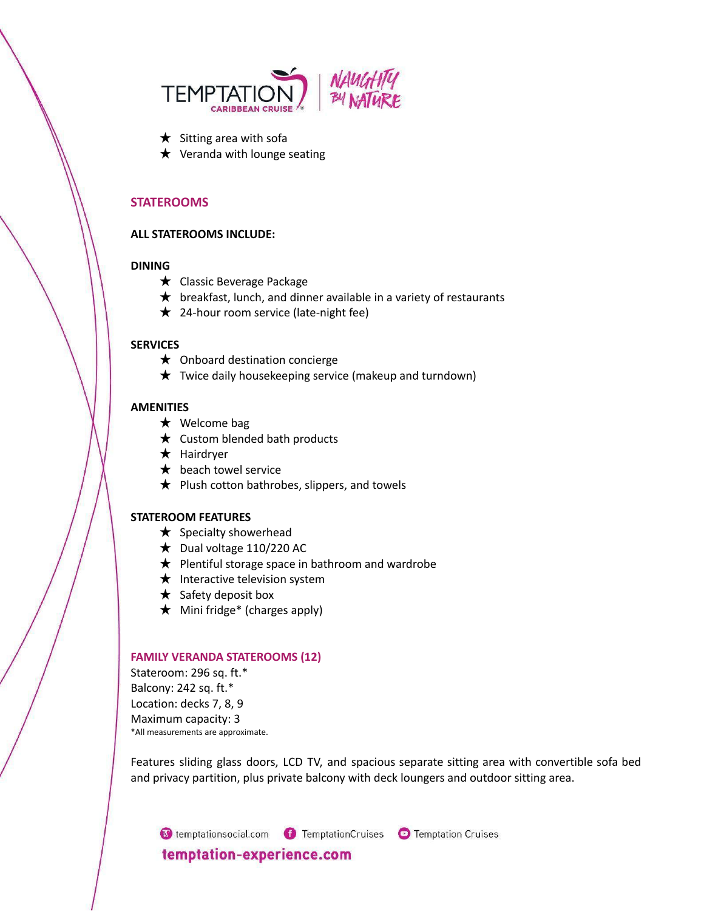- Sitting area with sofa
- Veranda with lounge seating

## STATEROOMS

**ALL STATEROOMS INCLUDE:**

**DINING**

- Classic Beverage Package
- breakfast, lunch, and dinner available in a variety of restaurants
- 24-hour room service (late-night fee)

**SERVICES**

- Onboard destination concierge
- Twice daily housekeeping service (makeup and turndown)

**AMENITIES**

- Welcome bag
- Custom blended bath products
- Hairdryer
- beach towel service
- Plush cotton bathrobes, slippers, and towels

**STATEROOM FEATURES**

- Specialty showerhead
- Dual voltage 110/220 AC
- Plentiful storage space in bathroom and wardrobe
- Interactive television system
- Safety deposit box
- Mini fridge* (charges apply)

### FAMILY VERANDA STATEROOMS (12)

Stateroom: 296 sq. ft.*
Balcony: 242 sq. ft.*
Location: decks 7, 8, 9
Maximum capacity: 3
*All measurements are approximate.

Features sliding glass doors, LCD TV, and spacious separate sitting area with convertible sofa bed and privacy partition, plus private balcony with deck loungers and outdoor sitting area.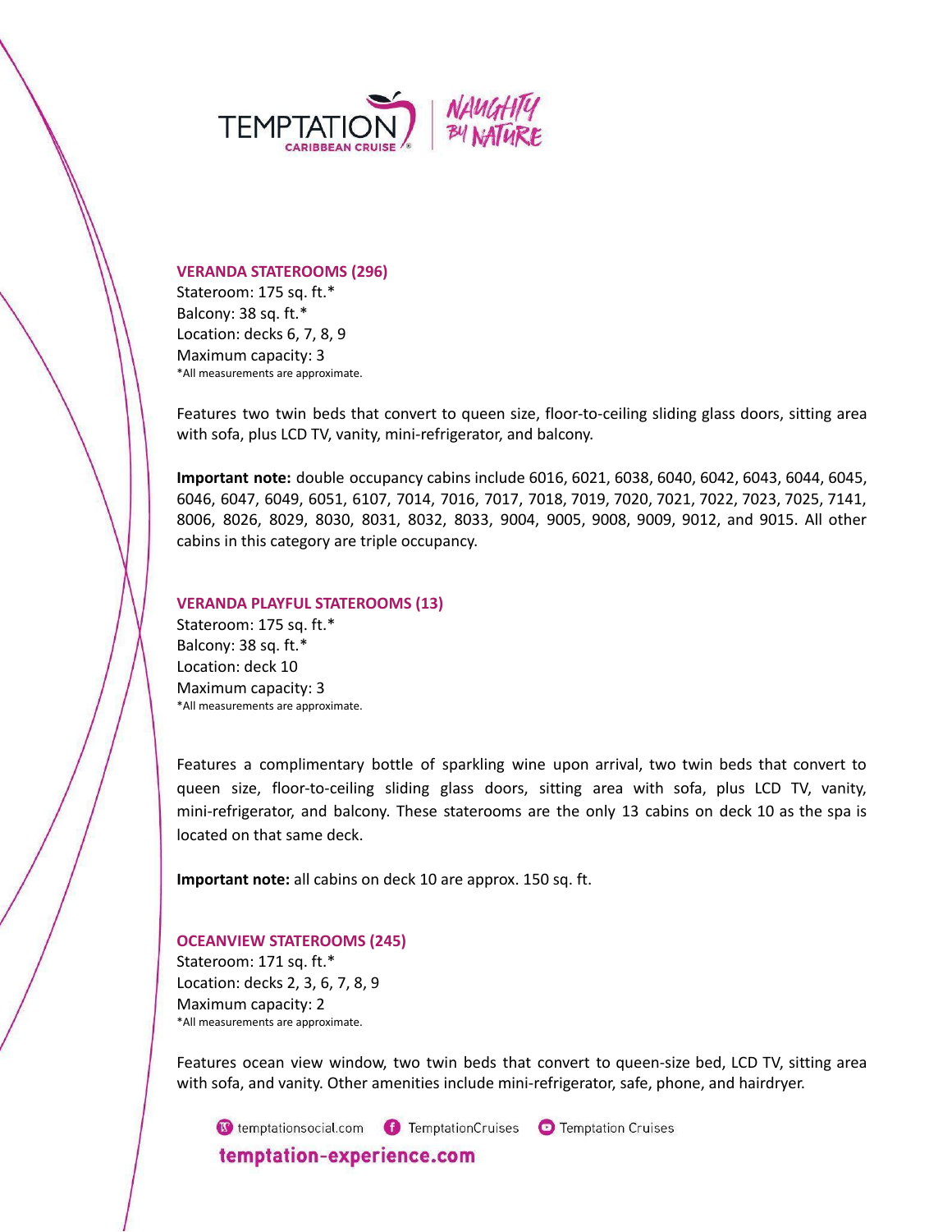## VERANDA STATEROOMS (296)

Stateroom: 175 sq. ft.*
Balcony: 38 sq. ft.*
Location: decks 6, 7, 8, 9
Maximum capacity: 3
*All measurements are approximate.

Features two twin beds that convert to queen size, floor-to-ceiling sliding glass doors, sitting area with sofa, plus LCD TV, vanity, mini-refrigerator, and balcony.

**Important note:** double occupancy cabins include 6016, 6021, 6038, 6040, 6042, 6043, 6044, 6045, 6046, 6047, 6049, 6051, 6107, 7014, 7016, 7017, 7018, 7019, 7020, 7021, 7022, 7023, 7025, 7141, 8006, 8026, 8029, 8030, 8031, 8032, 8033, 9004, 9005, 9008, 9009, 9012, and 9015. All other cabins in this category are triple occupancy.

## VERANDA PLAYFUL STATEROOMS (13)

Stateroom: 175 sq. ft.*
Balcony: 38 sq. ft.*
Location: deck 10
Maximum capacity: 3
*All measurements are approximate.

Features a complimentary bottle of sparkling wine upon arrival, two twin beds that convert to queen size, floor-to-ceiling sliding glass doors, sitting area with sofa, plus LCD TV, vanity, mini-refrigerator, and balcony. These staterooms are the only 13 cabins on deck 10 as the spa is located on that same deck.

**Important note:** all cabins on deck 10 are approx. 150 sq. ft.

## OCEANVIEW STATEROOMS (245)

Stateroom: 171 sq. ft.*
Location: decks 2, 3, 6, 7, 8, 9
Maximum capacity: 2
*All measurements are approximate.

Features ocean view window, two twin beds that convert to queen-size bed, LCD TV, sitting area with sofa, and vanity. Other amenities include mini-refrigerator, safe, phone, and hairdryer.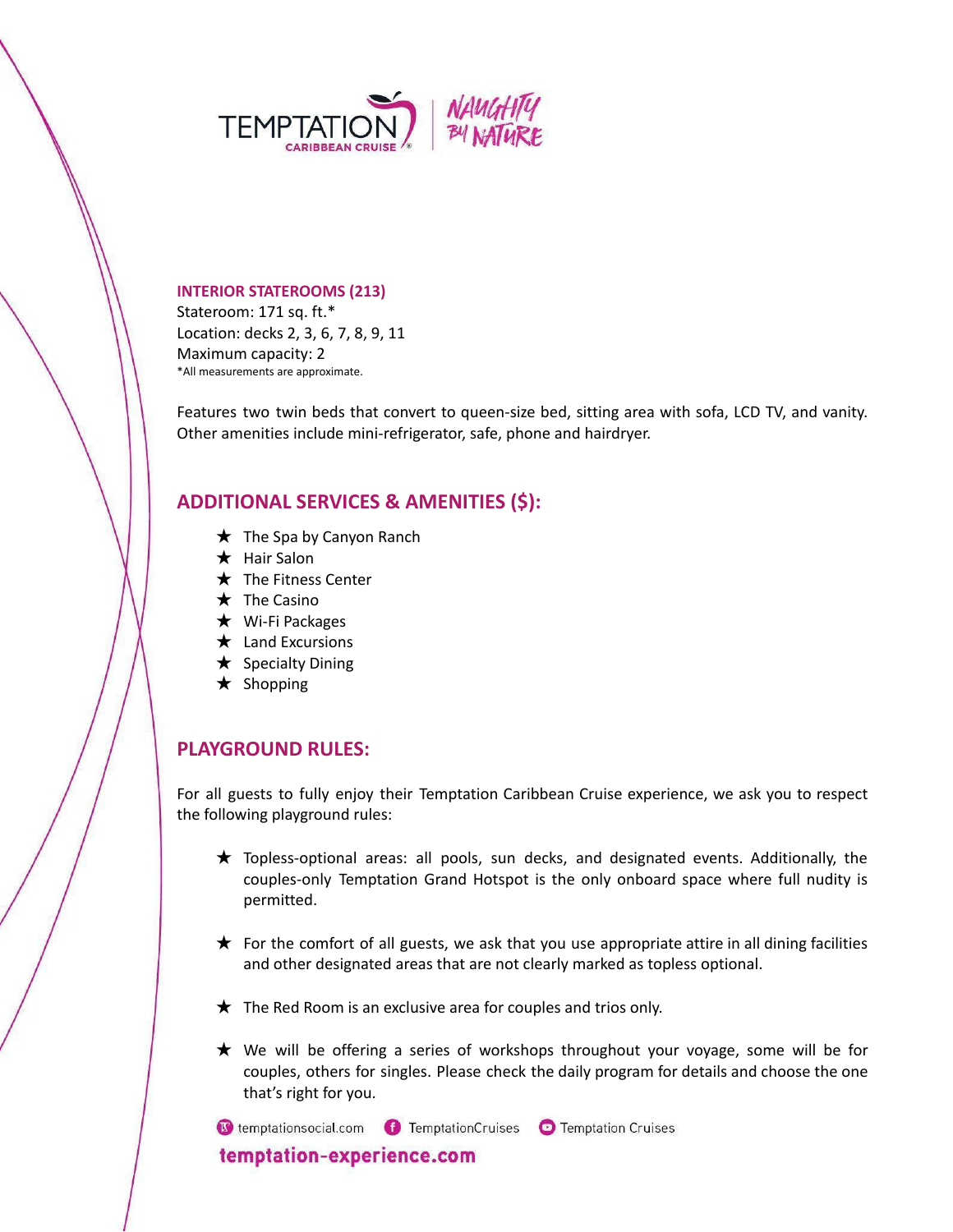TEMPTATION CARIBBEAN CRUISE | NAUGHTY BY NATURE

**INTERIOR STATEROOMS (213)**
Stateroom: 171 sq. ft.*
Location: decks 2, 3, 6, 7, 8, 9, 11
Maximum capacity: 2
*All measurements are approximate.

Features two twin beds that convert to queen-size bed, sitting area with sofa, LCD TV, and vanity. Other amenities include mini-refrigerator, safe, phone and hairdryer.

## ADDITIONAL SERVICES & AMENITIES ($):

- ★ The Spa by Canyon Ranch
- ★ Hair Salon
- ★ The Fitness Center
- ★ The Casino
- ★ Wi-Fi Packages
- ★ Land Excursions
- ★ Specialty Dining
- ★ Shopping

## PLAYGROUND RULES:

For all guests to fully enjoy their Temptation Caribbean Cruise experience, we ask you to respect the following playground rules:

- ★ Topless-optional areas: all pools, sun decks, and designated events. Additionally, the couples-only Temptation Grand Hotspot is the only onboard space where full nudity is permitted.
- ★ For the comfort of all guests, we ask that you use appropriate attire in all dining facilities and other designated areas that are not clearly marked as topless optional.
- ★ The Red Room is an exclusive area for couples and trios only.
- ★ We will be offering a series of workshops throughout your voyage, some will be for couples, others for singles. Please check the daily program for details and choose the one that's right for you.

temptationsocial.com  TemptationCruises  Temptation Cruises

**temptation-experience.com**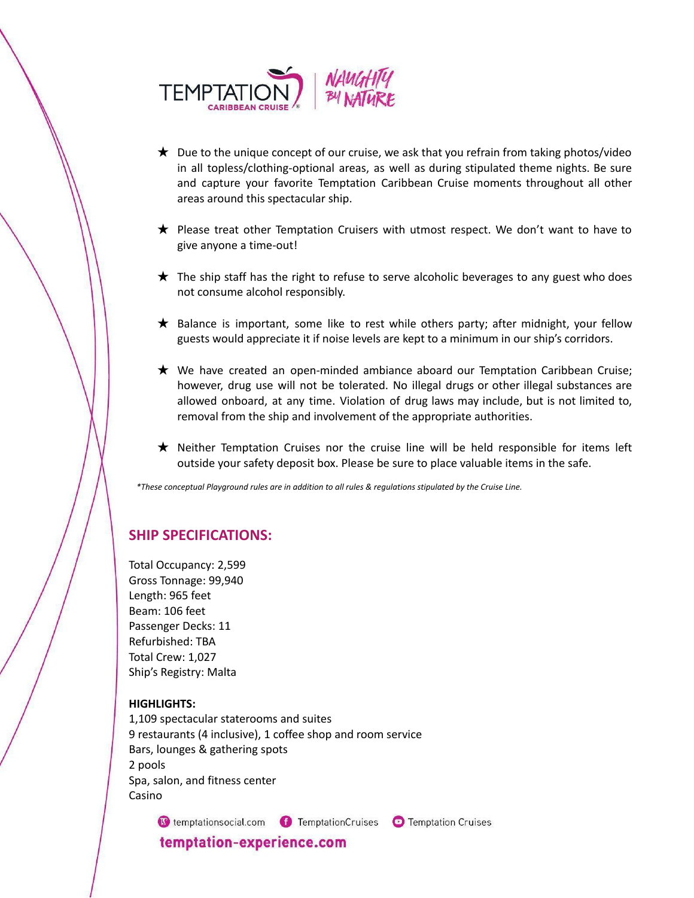- ★ Due to the unique concept of our cruise, we ask that you refrain from taking photos/video in all topless/clothing-optional areas, as well as during stipulated theme nights. Be sure and capture your favorite Temptation Caribbean Cruise moments throughout all other areas around this spectacular ship.
- ★ Please treat other Temptation Cruisers with utmost respect. We don't want to have to give anyone a time-out!
- ★ The ship staff has the right to refuse to serve alcoholic beverages to any guest who does not consume alcohol responsibly.
- ★ Balance is important, some like to rest while others party; after midnight, your fellow guests would appreciate it if noise levels are kept to a minimum in our ship's corridors.
- ★ We have created an open-minded ambiance aboard our Temptation Caribbean Cruise; however, drug use will not be tolerated. No illegal drugs or other illegal substances are allowed onboard, at any time. Violation of drug laws may include, but is not limited to, removal from the ship and involvement of the appropriate authorities.
- ★ Neither Temptation Cruises nor the cruise line will be held responsible for items left outside your safety deposit box. Please be sure to place valuable items in the safe.

*\*These conceptual Playground rules are in addition to all rules & regulations stipulated by the Cruise Line.*

## SHIP SPECIFICATIONS:

Total Occupancy: 2,599
Gross Tonnage: 99,940
Length: 965 feet
Beam: 106 feet
Passenger Decks: 11
Refurbished: TBA
Total Crew: 1,027
Ship's Registry: Malta

**HIGHLIGHTS:**

1,109 spectacular staterooms and suites
9 restaurants (4 inclusive), 1 coffee shop and room service
Bars, lounges & gathering spots
2 pools
Spa, salon, and fitness center
Casino

temptationsocial.com | TemptationCruises | Temptation Cruises

**temptation-experience.com**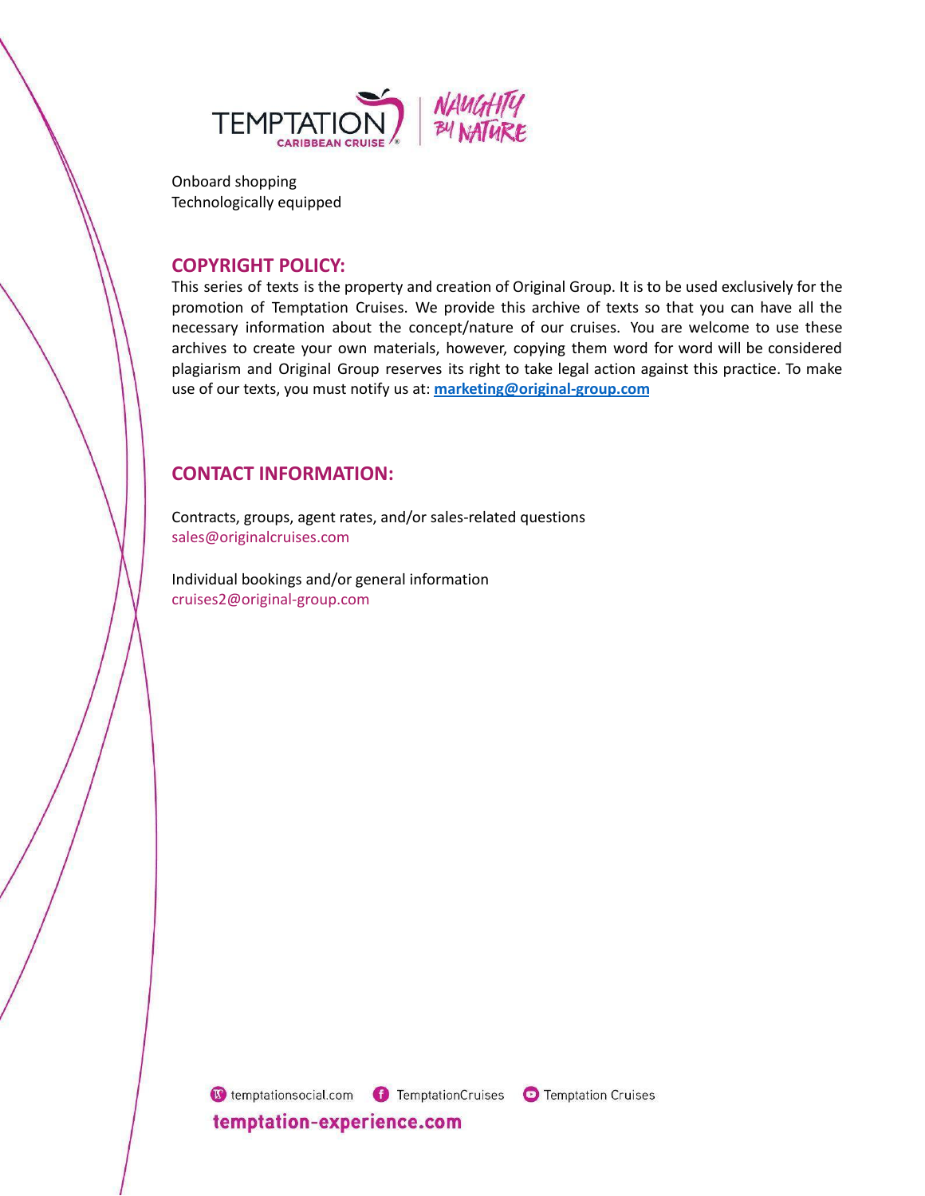Onboard shopping
Technologically equipped

## COPYRIGHT POLICY:

This series of texts is the property and creation of Original Group. It is to be used exclusively for the promotion of Temptation Cruises. We provide this archive of texts so that you can have all the necessary information about the concept/nature of our cruises. You are welcome to use these archives to create your own materials, however, copying them word for word will be considered plagiarism and Original Group reserves its right to take legal action against this practice. To make use of our texts, you must notify us at: **marketing@original-group.com**

## CONTACT INFORMATION:

Contracts, groups, agent rates, and/or sales-related questions
sales@originalcruises.com

Individual bookings and/or general information
cruises2@original-group.com